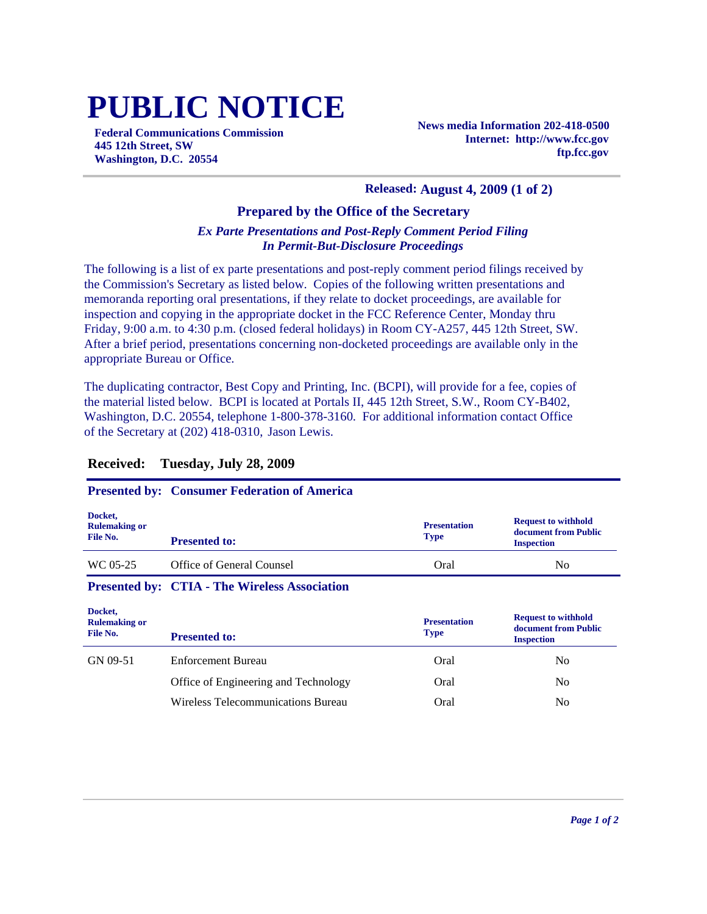# PUBLIC NOTICE

**Federal Communications Commission**
**445 12th Street, SW**
**Washington, D.C. 20554**

**News media Information 202-418-0500**
**Internet: http://www.fcc.gov**
**ftp.fcc.gov**

**Released: August 4, 2009 (1 of 2)**

## Prepared by the Office of the Secretary

***Ex Parte Presentations and Post-Reply Comment Period Filing In Permit-But-Disclosure Proceedings***

The following is a list of ex parte presentations and post-reply comment period filings received by the Commission's Secretary as listed below. Copies of the following written presentations and memoranda reporting oral presentations, if they relate to docket proceedings, are available for inspection and copying in the appropriate docket in the FCC Reference Center, Monday thru Friday, 9:00 a.m. to 4:30 p.m. (closed federal holidays) in Room CY-A257, 445 12th Street, SW. After a brief period, presentations concerning non-docketed proceedings are available only in the appropriate Bureau or Office.

The duplicating contractor, Best Copy and Printing, Inc. (BCPI), will provide for a fee, copies of the material listed below. BCPI is located at Portals II, 445 12th Street, S.W., Room CY-B402, Washington, D.C. 20554, telephone 1-800-378-3160. For additional information contact Office of the Secretary at (202) 418-0310, Jason Lewis.

### Received: Tuesday, July 28, 2009

**Presented by: Consumer Federation of America**

| Docket, Rulemaking or File No. | Presented to: | Presentation Type | Request to withhold document from Public Inspection |
|---|---|---|---|
| WC 05-25 | Office of General Counsel | Oral | No |

**Presented by: CTIA - The Wireless Association**

| Docket, Rulemaking or File No. | Presented to: | Presentation Type | Request to withhold document from Public Inspection |
|---|---|---|---|
| GN 09-51 | Enforcement Bureau | Oral | No |
| | Office of Engineering and Technology | Oral | No |
| | Wireless Telecommunications Bureau | Oral | No |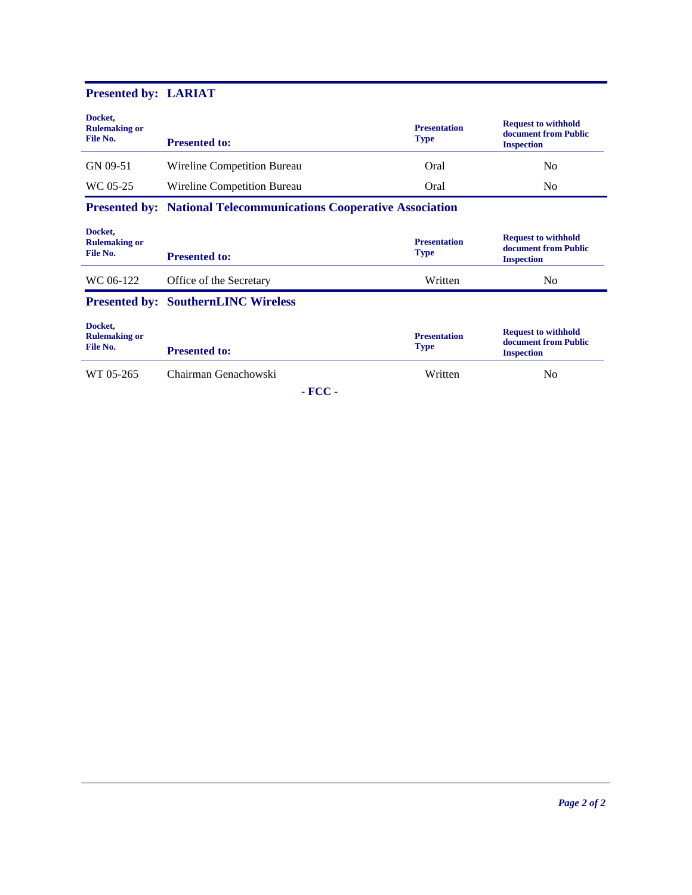## Presented by: LARIAT

| Docket, Rulemaking or File No. | Presented to: | Presentation Type | Request to withhold document from Public Inspection |
| --- | --- | --- | --- |
| GN 09-51 | Wireline Competition Bureau | Oral | No |
| WC 05-25 | Wireline Competition Bureau | Oral | No |

## Presented by: National Telecommunications Cooperative Association

| Docket, Rulemaking or File No. | Presented to: | Presentation Type | Request to withhold document from Public Inspection |
| --- | --- | --- | --- |
| WC 06-122 | Office of the Secretary | Written | No |

## Presented by: SouthernLINC Wireless

| Docket, Rulemaking or File No. | Presented to: | Presentation Type | Request to withhold document from Public Inspection |
| --- | --- | --- | --- |
| WT 05-265 | Chairman Genachowski | Written | No |

**- FCC -**